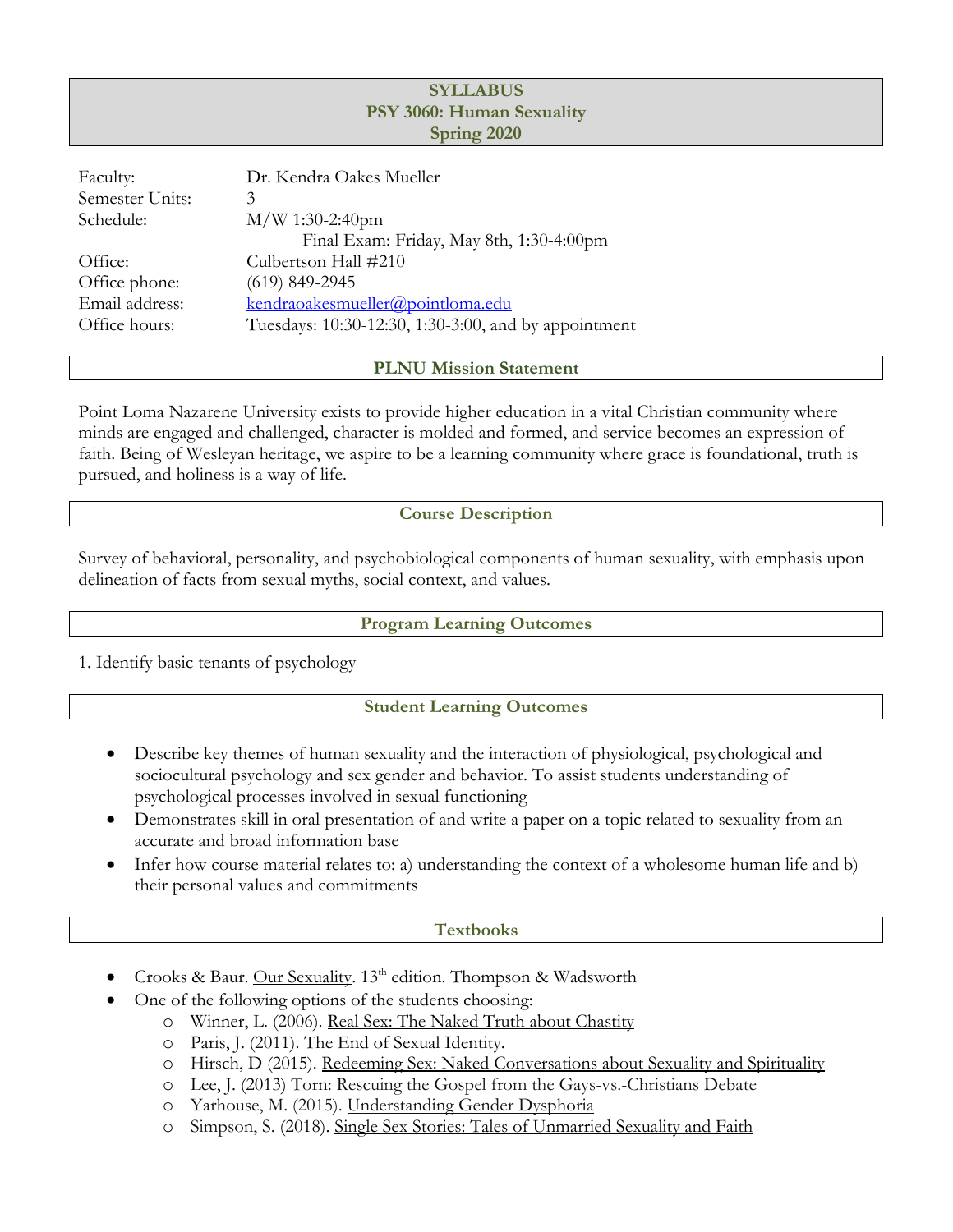# SYLLABUS
## PSY 3060: Human Sexuality
## Spring 2020

| | |
|---|---|
| Faculty: | Dr. Kendra Oakes Mueller |
| Semester Units: | 3 |
| Schedule: | M/W 1:30-2:40pm<br>Final Exam: Friday, May 8th, 1:30-4:00pm |
| Office: | Culbertson Hall #210 |
| Office phone: | (619) 849-2945 |
| Email address: | kendraoakesmueller@pointloma.edu |
| Office hours: | Tuesdays: 10:30-12:30, 1:30-3:00, and by appointment |

## PLNU Mission Statement

Point Loma Nazarene University exists to provide higher education in a vital Christian community where minds are engaged and challenged, character is molded and formed, and service becomes an expression of faith. Being of Wesleyan heritage, we aspire to be a learning community where grace is foundational, truth is pursued, and holiness is a way of life.

## Course Description

Survey of behavioral, personality, and psychobiological components of human sexuality, with emphasis upon delineation of facts from sexual myths, social context, and values.

## Program Learning Outcomes

1. Identify basic tenants of psychology

## Student Learning Outcomes

- Describe key themes of human sexuality and the interaction of physiological, psychological and sociocultural psychology and sex gender and behavior. To assist students understanding of psychological processes involved in sexual functioning
- Demonstrates skill in oral presentation of and write a paper on a topic related to sexuality from an accurate and broad information base
- Infer how course material relates to: a) understanding the context of a wholesome human life and b) their personal values and commitments

## Textbooks

- Crooks & Baur. Our Sexuality. 13th edition. Thompson & Wadsworth
- One of the following options of the students choosing:
  - Winner, L. (2006). Real Sex: The Naked Truth about Chastity
  - Paris, J. (2011). The End of Sexual Identity.
  - Hirsch, D (2015). Redeeming Sex: Naked Conversations about Sexuality and Spirituality
  - Lee, J. (2013) Torn: Rescuing the Gospel from the Gays-vs.-Christians Debate
  - Yarhouse, M. (2015). Understanding Gender Dysphoria
  - Simpson, S. (2018). Single Sex Stories: Tales of Unmarried Sexuality and Faith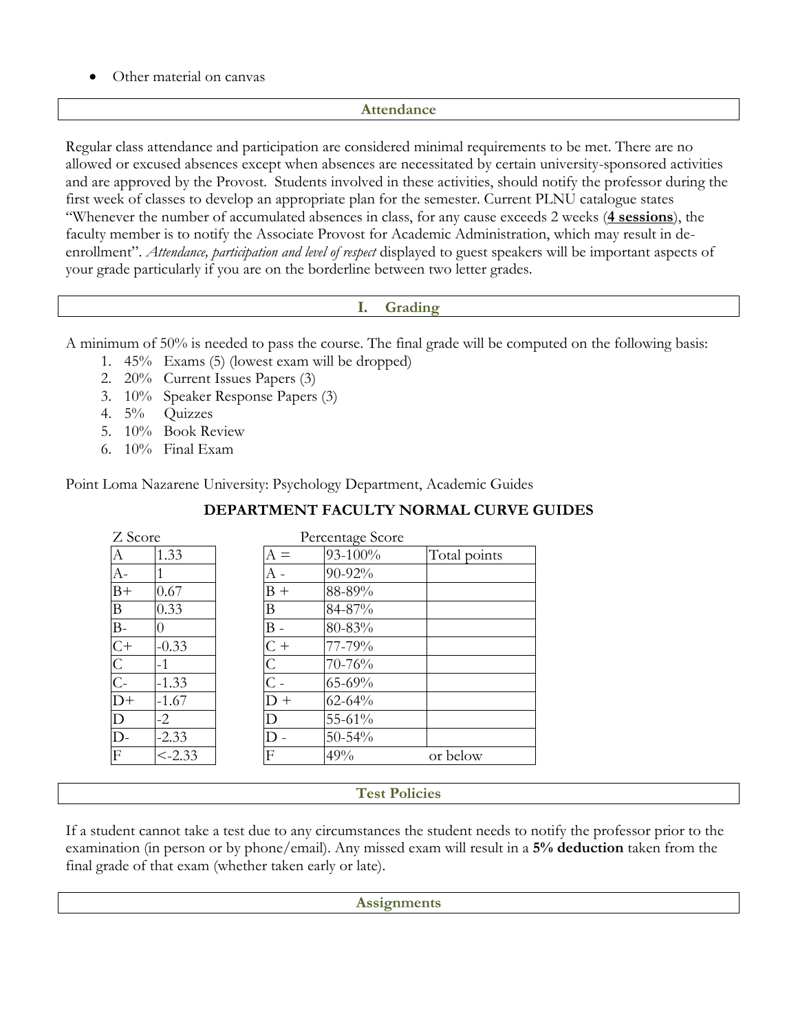- Other material on canvas

## Attendance

Regular class attendance and participation are considered minimal requirements to be met. There are no allowed or excused absences except when absences are necessitated by certain university-sponsored activities and are approved by the Provost. Students involved in these activities, should notify the professor during the first week of classes to develop an appropriate plan for the semester. Current PLNU catalogue states "Whenever the number of accumulated absences in class, for any cause exceeds 2 weeks (**4 sessions**), the faculty member is to notify the Associate Provost for Academic Administration, which may result in de-enrollment". *Attendance, participation and level of respect* displayed to guest speakers will be important aspects of your grade particularly if you are on the borderline between two letter grades.

## I. Grading

A minimum of 50% is needed to pass the course. The final grade will be computed on the following basis:

1. 45% Exams (5) (lowest exam will be dropped)
2. 20% Current Issues Papers (3)
3. 10% Speaker Response Papers (3)
4. 5% Quizzes
5. 10% Book Review
6. 10% Final Exam

Point Loma Nazarene University: Psychology Department, Academic Guides

**DEPARTMENT FACULTY NORMAL CURVE GUIDES**

Z Score

| | |
|---|---|
| A | 1.33 |
| A- | 1 |
| B+ | 0.67 |
| B | 0.33 |
| B- | 0 |
| C+ | -0.33 |
| C | -1 |
| C- | -1.33 |
| D+ | -1.67 |
| D | -2 |
| D- | -2.33 |
| F | <-2.33 |

Percentage Score

| | | |
|---|---|---|
| A = | 93-100% | Total points |
| A - | 90-92% | |
| B + | 88-89% | |
| B | 84-87% | |
| B - | 80-83% | |
| C + | 77-79% | |
| C | 70-76% | |
| C - | 65-69% | |
| D + | 62-64% | |
| D | 55-61% | |
| D - | 50-54% | |
| F | 49% | or below |

## Test Policies

If a student cannot take a test due to any circumstances the student needs to notify the professor prior to the examination (in person or by phone/email). Any missed exam will result in a **5% deduction** taken from the final grade of that exam (whether taken early or late).

## Assignments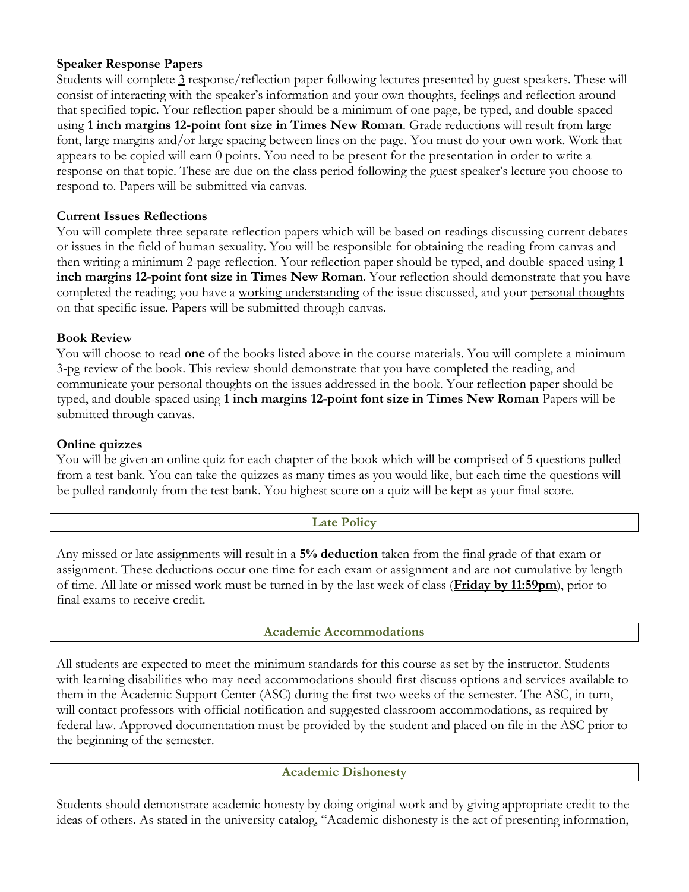**Speaker Response Papers**

Students will complete <u>3</u> response/reflection paper following lectures presented by guest speakers. These will consist of interacting with the <u>speaker's information</u> and your <u>own thoughts, feelings and reflection</u> around that specified topic. Your reflection paper should be a minimum of one page, be typed, and double-spaced using **1 inch margins 12-point font size in Times New Roman**. Grade reductions will result from large font, large margins and/or large spacing between lines on the page. You must do your own work. Work that appears to be copied will earn 0 points. You need to be present for the presentation in order to write a response on that topic. These are due on the class period following the guest speaker's lecture you choose to respond to. Papers will be submitted via canvas.

**Current Issues Reflections**

You will complete three separate reflection papers which will be based on readings discussing current debates or issues in the field of human sexuality. You will be responsible for obtaining the reading from canvas and then writing a minimum 2-page reflection. Your reflection paper should be typed, and double-spaced using **1 inch margins 12-point font size in Times New Roman**. Your reflection should demonstrate that you have completed the reading; you have a <u>working understanding</u> of the issue discussed, and your <u>personal thoughts</u> on that specific issue. Papers will be submitted through canvas.

**Book Review**

You will choose to read <u>**one**</u> of the books listed above in the course materials. You will complete a minimum 3-pg review of the book. This review should demonstrate that you have completed the reading, and communicate your personal thoughts on the issues addressed in the book. Your reflection paper should be typed, and double-spaced using **1 inch margins 12-point font size in Times New Roman** Papers will be submitted through canvas.

**Online quizzes**

You will be given an online quiz for each chapter of the book which will be comprised of 5 questions pulled from a test bank. You can take the quizzes as many times as you would like, but each time the questions will be pulled randomly from the test bank. You highest score on a quiz will be kept as your final score.

## Late Policy

Any missed or late assignments will result in a **5% deduction** taken from the final grade of that exam or assignment. These deductions occur one time for each exam or assignment and are not cumulative by length of time. All late or missed work must be turned in by the last week of class (<u>**Friday by 11:59pm**</u>), prior to final exams to receive credit.

## Academic Accommodations

All students are expected to meet the minimum standards for this course as set by the instructor. Students with learning disabilities who may need accommodations should first discuss options and services available to them in the Academic Support Center (ASC) during the first two weeks of the semester. The ASC, in turn, will contact professors with official notification and suggested classroom accommodations, as required by federal law. Approved documentation must be provided by the student and placed on file in the ASC prior to the beginning of the semester.

## Academic Dishonesty

Students should demonstrate academic honesty by doing original work and by giving appropriate credit to the ideas of others. As stated in the university catalog, "Academic dishonesty is the act of presenting information,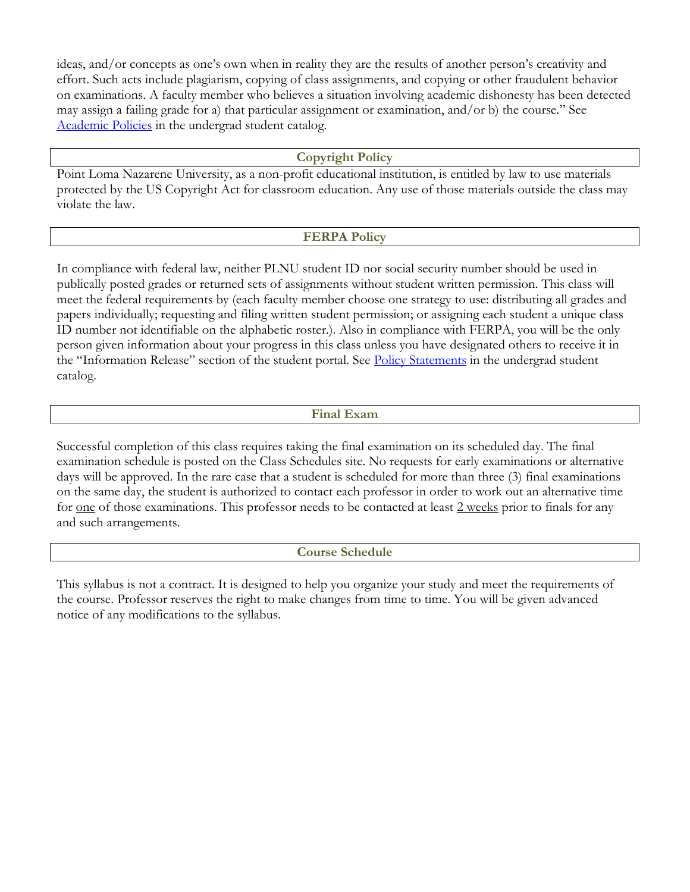ideas, and/or concepts as one's own when in reality they are the results of another person's creativity and effort. Such acts include plagiarism, copying of class assignments, and copying or other fraudulent behavior on examinations. A faculty member who believes a situation involving academic dishonesty has been detected may assign a failing grade for a) that particular assignment or examination, and/or b) the course." See [Academic Policies] in the undergrad student catalog.

## Copyright Policy

Point Loma Nazarene University, as a non-profit educational institution, is entitled by law to use materials protected by the US Copyright Act for classroom education. Any use of those materials outside the class may violate the law.

## FERPA Policy

In compliance with federal law, neither PLNU student ID nor social security number should be used in publically posted grades or returned sets of assignments without student written permission. This class will meet the federal requirements by (each faculty member choose one strategy to use: distributing all grades and papers individually; requesting and filing written student permission; or assigning each student a unique class ID number not identifiable on the alphabetic roster.). Also in compliance with FERPA, you will be the only person given information about your progress in this class unless you have designated others to receive it in the "Information Release" section of the student portal. See [Policy Statements] in the undergrad student catalog.

## Final Exam

Successful completion of this class requires taking the final examination on its scheduled day. The final examination schedule is posted on the Class Schedules site. No requests for early examinations or alternative days will be approved. In the rare case that a student is scheduled for more than three (3) final examinations on the same day, the student is authorized to contact each professor in order to work out an alternative time for <u>one</u> of those examinations. This professor needs to be contacted at least <u>2 weeks</u> prior to finals for any and such arrangements.

## Course Schedule

This syllabus is not a contract. It is designed to help you organize your study and meet the requirements of the course. Professor reserves the right to make changes from time to time. You will be given advanced notice of any modifications to the syllabus.